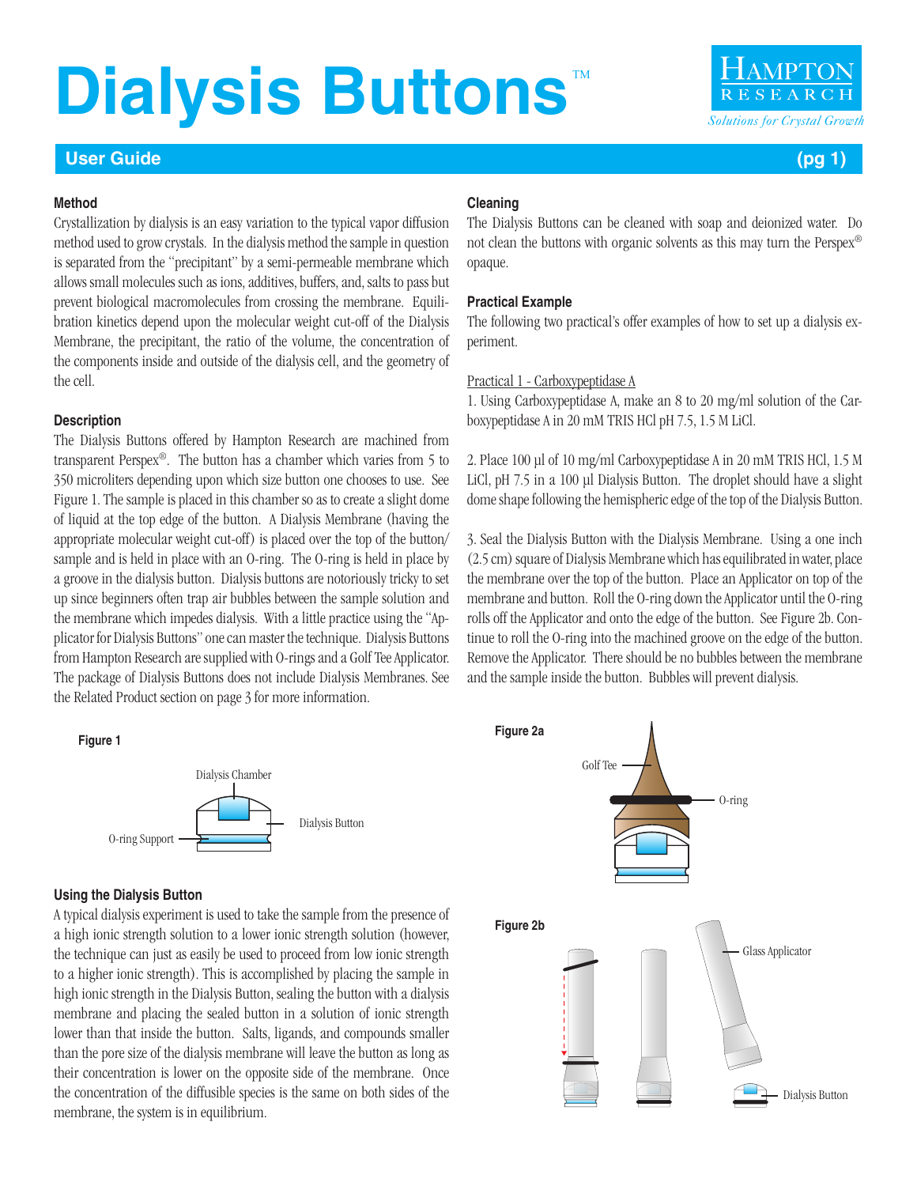# Dialysis Buttons™

Hampton Research — Solutions for Crystal Growth

## User Guide

### Method

Crystallization by dialysis is an easy variation to the typical vapor diffusion method used to grow crystals. In the dialysis method the sample in question is separated from the "precipitant" by a semi-permeable membrane which allows small molecules such as ions, additives, buffers, and, salts to pass but prevent biological macromolecules from crossing the membrane. Equilibration kinetics depend upon the molecular weight cut-off of the Dialysis Membrane, the precipitant, the ratio of the volume, the concentration of the components inside and outside of the dialysis cell, and the geometry of the cell.

### Description

The Dialysis Buttons offered by Hampton Research are machined from transparent Perspex®. The button has a chamber which varies from 5 to 350 microliters depending upon which size button one chooses to use. See Figure 1. The sample is placed in this chamber so as to create a slight dome of liquid at the top edge of the button. A Dialysis Membrane (having the appropriate molecular weight cut-off) is placed over the top of the button/sample and is held in place with an O-ring. The O-ring is held in place by a groove in the dialysis button. Dialysis buttons are notoriously tricky to set up since beginners often trap air bubbles between the sample solution and the membrane which impedes dialysis. With a little practice using the "Applicator for Dialysis Buttons" one can master the technique. Dialysis Buttons from Hampton Research are supplied with O-rings and a Golf Tee Applicator. The package of Dialysis Buttons does not include Dialysis Membranes. See the Related Product section on page 3 for more information.

**Figure 1**

Dialysis Chamber

Dialysis Button

O-ring Support

### Using the Dialysis Button

A typical dialysis experiment is used to take the sample from the presence of a high ionic strength solution to a lower ionic strength solution (however, the technique can just as easily be used to proceed from low ionic strength to a higher ionic strength). This is accomplished by placing the sample in high ionic strength in the Dialysis Button, sealing the button with a dialysis membrane and placing the sealed button in a solution of ionic strength lower than that inside the button. Salts, ligands, and compounds smaller than the pore size of the dialysis membrane will leave the button as long as their concentration is lower on the opposite side of the membrane. Once the concentration of the diffusible species is the same on both sides of the membrane, the system is in equilibrium.

### Cleaning

The Dialysis Buttons can be cleaned with soap and deionized water. Do not clean the buttons with organic solvents as this may turn the Perspex® opaque.

### Practical Example

The following two practical's offer examples of how to set up a dialysis experiment.

Practical 1 - Carboxypeptidase A

1. Using Carboxypeptidase A, make an 8 to 20 mg/ml solution of the Carboxypeptidase A in 20 mM TRIS HCl pH 7.5, 1.5 M LiCl.

2. Place 100 µl of 10 mg/ml Carboxypeptidase A in 20 mM TRIS HCl, 1.5 M LiCl, pH 7.5 in a 100 µl Dialysis Button. The droplet should have a slight dome shape following the hemispheric edge of the top of the Dialysis Button.

3. Seal the Dialysis Button with the Dialysis Membrane. Using a one inch (2.5 cm) square of Dialysis Membrane which has equilibrated in water, place the membrane over the top of the button. Place an Applicator on top of the membrane and button. Roll the O-ring down the Applicator until the O-ring rolls off the Applicator and onto the edge of the button. See Figure 2b. Continue to roll the O-ring into the machined groove on the edge of the button. Remove the Applicator. There should be no bubbles between the membrane and the sample inside the button. Bubbles will prevent dialysis.

**Figure 2a**

Golf Tee

O-ring

**Figure 2b**

Glass Applicator

Dialysis Button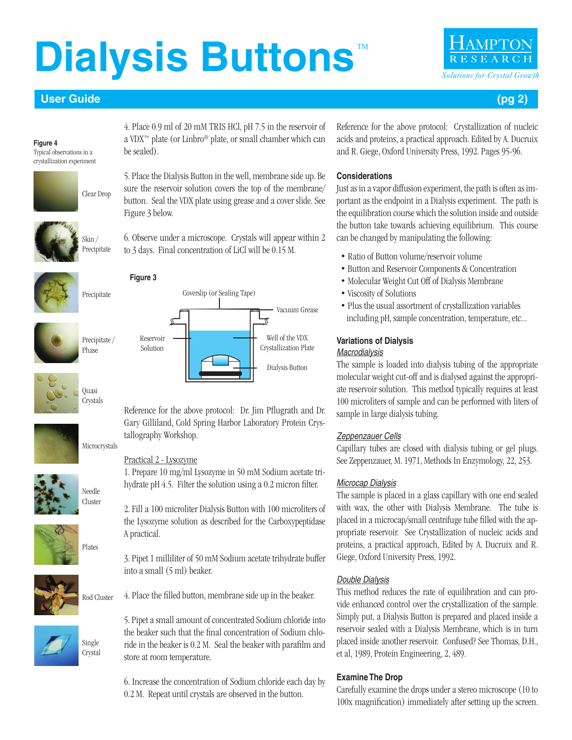# Dialysis Buttons™

## User Guide

**Figure 4**
Typical observations in a crystallization experiment

Clear Drop

Skin / Precipitate

Precipitate

Precipitate / Phase

Quasi Crystals

Microcrystals

Needle Cluster

Plates

Rod Cluster

Single Crystal

4. Place 0.9 ml of 20 mM TRIS HCl, pH 7.5 in the reservoir of a VDX™ plate (or Linbro® plate, or small chamber which can be sealed).

5. Place the Dialysis Button in the well, membrane side up. Be sure the reservoir solution covers the top of the membrane/button. Seal the VDX plate using grease and a cover slide. See Figure 3 below.

6. Observe under a microscope. Crystals will appear within 2 to 3 days. Final concentration of LiCl will be 0.15 M.

**Figure 3**

Coverslip (or Sealing Tape)

Vacuum Grease

Reservoir Solution

Well of the VDX Crystallization Plate

Dialysis Button

Reference for the above protocol: Dr. Jim Pflugrath and Dr. Gary Gilliland, Cold Spring Harbor Laboratory Protein Crystallography Workshop.

Practical 2 - Lysozyme

1. Prepare 10 mg/ml Lysozyme in 50 mM Sodium acetate trihydrate pH 4.5. Filter the solution using a 0.2 micron filter.

2. Fill a 100 microliter Dialysis Button with 100 microliters of the Lysozyme solution as described for the Carboxypeptidase A practical.

3. Pipet 1 milliliter of 50 mM Sodium acetate trihydrate buffer into a small (5 ml) beaker.

4. Place the filled button, membrane side up in the beaker.

5. Pipet a small amount of concentrated Sodium chloride into the beaker such that the final concentration of Sodium chloride in the beaker is 0.2 M. Seal the beaker with parafilm and store at room temperature.

6. Increase the concentration of Sodium chloride each day by 0.2 M. Repeat until crystals are observed in the button.

Reference for the above protocol: Crystallization of nucleic acids and proteins, a practical approach. Edited by A. Ducruix and R. Giege, Oxford University Press, 1992. Pages 95-96.

### Considerations

Just as in a vapor diffusion experiment, the path is often as important as the endpoint in a Dialysis experiment. The path is the equilibration course which the solution inside and outside the button take towards achieving equilibrium. This course can be changed by manipulating the following:

- Ratio of Button volume/reservoir volume
- Button and Reservoir Components & Concentration
- Molecular Weight Cut Off of Dialysis Membrane
- Viscosity of Solutions
- Plus the usual assortment of crystallization variables including pH, sample concentration, temperature, etc...

### Variations of Dialysis

*Macrodialysis*

The sample is loaded into dialysis tubing of the appropriate molecular weight cut-off and is dialysed against the appropriate reservoir solution. This method typically requires at least 100 microliters of sample and can be performed with liters of sample in large dialysis tubing.

*Zeppenzauer Cells*

Capillary tubes are closed with dialysis tubing or gel plugs. See Zeppenzauer, M. 1971, Methods In Enzymology, 22, 253.

*Microcap Dialysis*

The sample is placed in a glass capillary with one end sealed with wax, the other with Dialysis Membrane. The tube is placed in a microcap/small centrifuge tube filled with the appropriate reservoir. See Crystallization of nucleic acids and proteins, a practical approach, Edited by A. Ducruix and R. Giege, Oxford University Press, 1992.

*Double Dialysis*

This method reduces the rate of equilibration and can provide enhanced control over the crystallization of the sample. Simply put, a Dialysis Button is prepared and placed inside a reservoir sealed with a Dialysis Membrane, which is in turn placed inside another reservoir. Confused? See Thomas, D.H., et al, 1989, Protein Engineering, 2, 489.

### Examine The Drop

Carefully examine the drops under a stereo microscope (10 to 100x magnification) immediately after setting up the screen.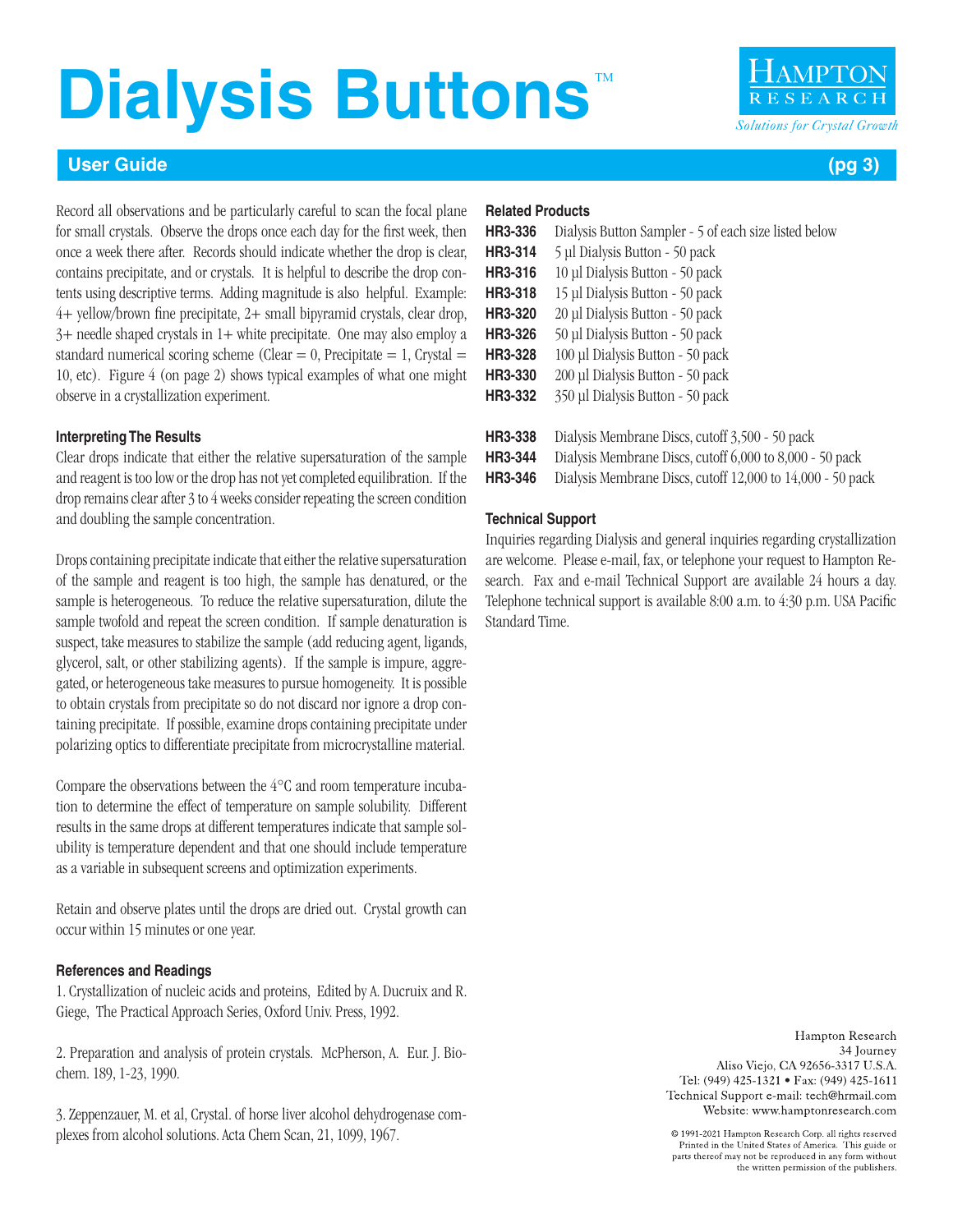# Dialysis Buttons™

Hampton Research
*Solutions for Crystal Growth*

## User Guide

Record all observations and be particularly careful to scan the focal plane for small crystals. Observe the drops once each day for the first week, then once a week there after. Records should indicate whether the drop is clear, contains precipitate, and or crystals. It is helpful to describe the drop contents using descriptive terms. Adding magnitude is also helpful. Example: 4+ yellow/brown fine precipitate, 2+ small bipyramid crystals, clear drop, 3+ needle shaped crystals in 1+ white precipitate. One may also employ a standard numerical scoring scheme (Clear = 0, Precipitate = 1, Crystal = 10, etc). Figure 4 (on page 2) shows typical examples of what one might observe in a crystallization experiment.

#### Interpreting The Results

Clear drops indicate that either the relative supersaturation of the sample and reagent is too low or the drop has not yet completed equilibration. If the drop remains clear after 3 to 4 weeks consider repeating the screen condition and doubling the sample concentration.

Drops containing precipitate indicate that either the relative supersaturation of the sample and reagent is too high, the sample has denatured, or the sample is heterogeneous. To reduce the relative supersaturation, dilute the sample twofold and repeat the screen condition. If sample denaturation is suspect, take measures to stabilize the sample (add reducing agent, ligands, glycerol, salt, or other stabilizing agents). If the sample is impure, aggregated, or heterogeneous take measures to pursue homogeneity. It is possible to obtain crystals from precipitate so do not discard nor ignore a drop containing precipitate. If possible, examine drops containing precipitate under polarizing optics to differentiate precipitate from microcrystalline material.

Compare the observations between the 4°C and room temperature incubation to determine the effect of temperature on sample solubility. Different results in the same drops at different temperatures indicate that sample solubility is temperature dependent and that one should include temperature as a variable in subsequent screens and optimization experiments.

Retain and observe plates until the drops are dried out. Crystal growth can occur within 15 minutes or one year.

#### References and Readings

1. Crystallization of nucleic acids and proteins, Edited by A. Ducruix and R. Giege, The Practical Approach Series, Oxford Univ. Press, 1992.

2. Preparation and analysis of protein crystals. McPherson, A. Eur. J. Biochem. 189, 1-23, 1990.

3. Zeppenzauer, M. et al, Crystal. of horse liver alcohol dehydrogenase complexes from alcohol solutions. Acta Chem Scan, 21, 1099, 1967.

#### Related Products

| | |
|---|---|
| **HR3-336** | Dialysis Button Sampler - 5 of each size listed below |
| **HR3-314** | 5 µl Dialysis Button - 50 pack |
| **HR3-316** | 10 µl Dialysis Button - 50 pack |
| **HR3-318** | 15 µl Dialysis Button - 50 pack |
| **HR3-320** | 20 µl Dialysis Button - 50 pack |
| **HR3-326** | 50 µl Dialysis Button - 50 pack |
| **HR3-328** | 100 µl Dialysis Button - 50 pack |
| **HR3-330** | 200 µl Dialysis Button - 50 pack |
| **HR3-332** | 350 µl Dialysis Button - 50 pack |
| **HR3-338** | Dialysis Membrane Discs, cutoff 3,500 - 50 pack |
| **HR3-344** | Dialysis Membrane Discs, cutoff 6,000 to 8,000 - 50 pack |
| **HR3-346** | Dialysis Membrane Discs, cutoff 12,000 to 14,000 - 50 pack |

#### Technical Support

Inquiries regarding Dialysis and general inquiries regarding crystallization are welcome. Please e-mail, fax, or telephone your request to Hampton Research. Fax and e-mail Technical Support are available 24 hours a day. Telephone technical support is available 8:00 a.m. to 4:30 p.m. USA Pacific Standard Time.

Hampton Research
34 Journey
Aliso Viejo, CA 92656-3317 U.S.A.
Tel: (949) 425-1321 • Fax: (949) 425-1611
Technical Support e-mail: tech@hrmail.com
Website: www.hamptonresearch.com

© 1991-2021 Hampton Research Corp. all rights reserved
Printed in the United States of America. This guide or parts thereof may not be reproduced in any form without the written permission of the publishers.